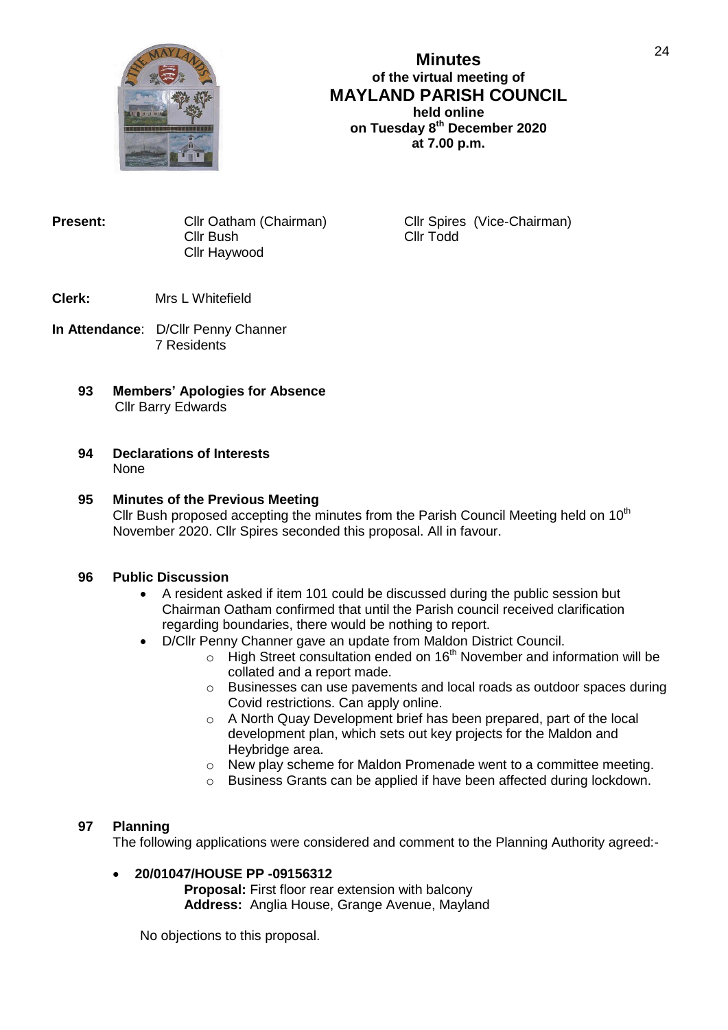# Minutes
### of the virtual meeting of
## MAYLAND PARISH COUNCIL
### held online
### on Tuesday 8th December 2020
### at 7.00 p.m.

**Present:** Cllr Oatham (Chairman), Cllr Spires (Vice-Chairman), Cllr Bush, Cllr Todd, Cllr Haywood

**Clerk:** Mrs L Whitefield

**In Attendance**: D/Cllr Penny Channer
7 Residents

**93 Members' Apologies for Absence**
Cllr Barry Edwards

**94 Declarations of Interests**
None

**95 Minutes of the Previous Meeting**
Cllr Bush proposed accepting the minutes from the Parish Council Meeting held on 10th November 2020. Cllr Spires seconded this proposal. All in favour.

**96 Public Discussion**

- A resident asked if item 101 could be discussed during the public session but Chairman Oatham confirmed that until the Parish council received clarification regarding boundaries, there would be nothing to report.
- D/Cllr Penny Channer gave an update from Maldon District Council.
  - High Street consultation ended on 16th November and information will be collated and a report made.
  - Businesses can use pavements and local roads as outdoor spaces during Covid restrictions. Can apply online.
  - A North Quay Development brief has been prepared, part of the local development plan, which sets out key projects for the Maldon and Heybridge area.
  - New play scheme for Maldon Promenade went to a committee meeting.
  - Business Grants can be applied if have been affected during lockdown.

**97 Planning**
The following applications were considered and comment to the Planning Authority agreed:-

- **20/01047/HOUSE PP -09156312**
  **Proposal:** First floor rear extension with balcony
  **Address:** Anglia House, Grange Avenue, Mayland

No objections to this proposal.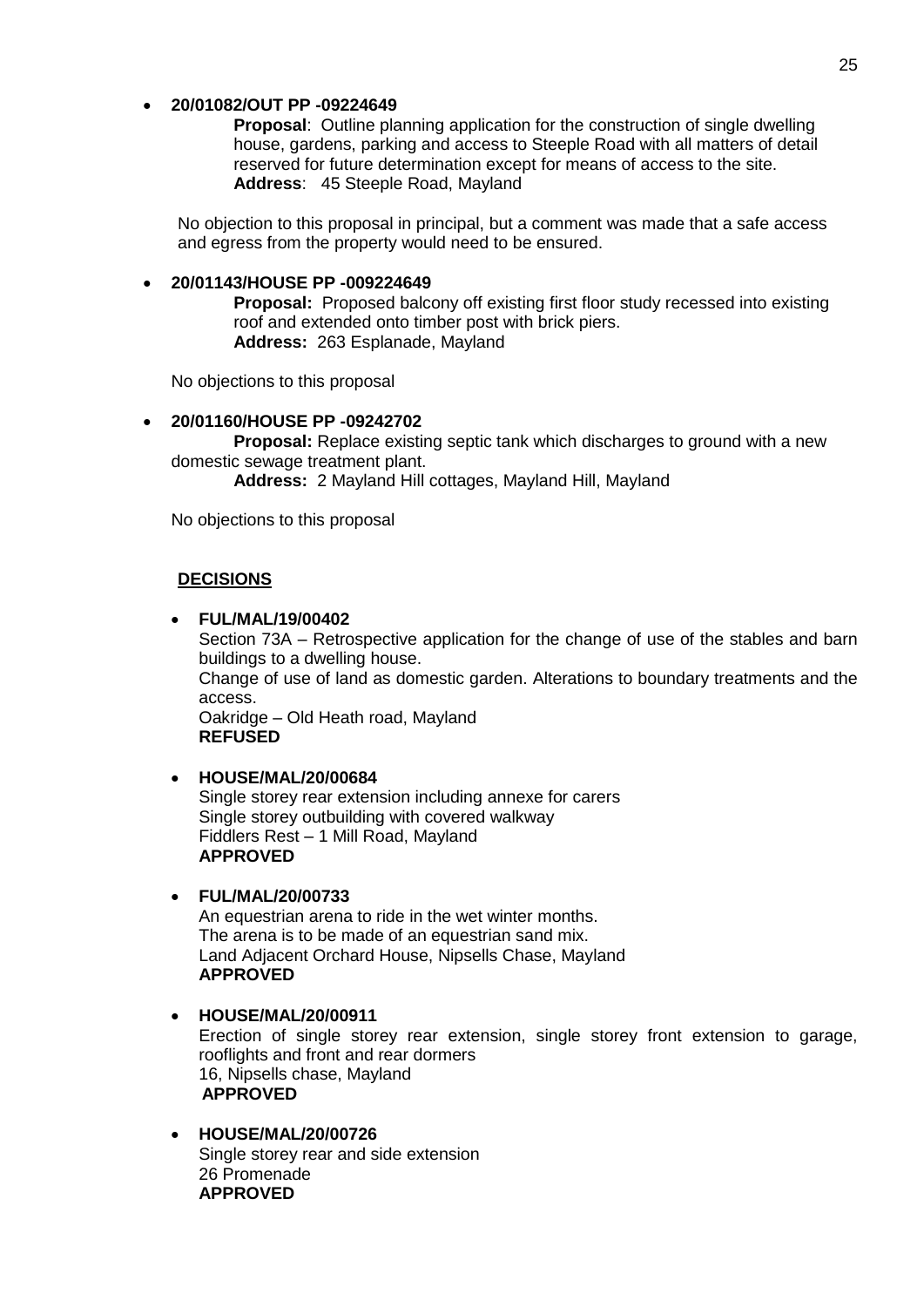- **20/01082/OUT PP -09224649**

  **Proposal**: Outline planning application for the construction of single dwelling house, gardens, parking and access to Steeple Road with all matters of detail reserved for future determination except for means of access to the site.
  **Address**: 45 Steeple Road, Mayland

  No objection to this proposal in principal, but a comment was made that a safe access and egress from the property would need to be ensured.

- **20/01143/HOUSE PP -009224649**

  **Proposal:** Proposed balcony off existing first floor study recessed into existing roof and extended onto timber post with brick piers.
  **Address:** 263 Esplanade, Mayland

  No objections to this proposal

- **20/01160/HOUSE PP -09242702**

  **Proposal:** Replace existing septic tank which discharges to ground with a new domestic sewage treatment plant.
  **Address:** 2 Mayland Hill cottages, Mayland Hill, Mayland

  No objections to this proposal

**DECISIONS**

- **FUL/MAL/19/00402**
  Section 73A – Retrospective application for the change of use of the stables and barn buildings to a dwelling house.
  Change of use of land as domestic garden. Alterations to boundary treatments and the access.
  Oakridge – Old Heath road, Mayland
  **REFUSED**

- **HOUSE/MAL/20/00684**
  Single storey rear extension including annexe for carers
  Single storey outbuilding with covered walkway
  Fiddlers Rest – 1 Mill Road, Mayland
  **APPROVED**

- **FUL/MAL/20/00733**
  An equestrian arena to ride in the wet winter months.
  The arena is to be made of an equestrian sand mix.
  Land Adjacent Orchard House, Nipsells Chase, Mayland
  **APPROVED**

- **HOUSE/MAL/20/00911**
  Erection of single storey rear extension, single storey front extension to garage, rooflights and front and rear dormers
  16, Nipsells chase, Mayland
  **APPROVED**

- **HOUSE/MAL/20/00726**
  Single storey rear and side extension
  26 Promenade
  **APPROVED**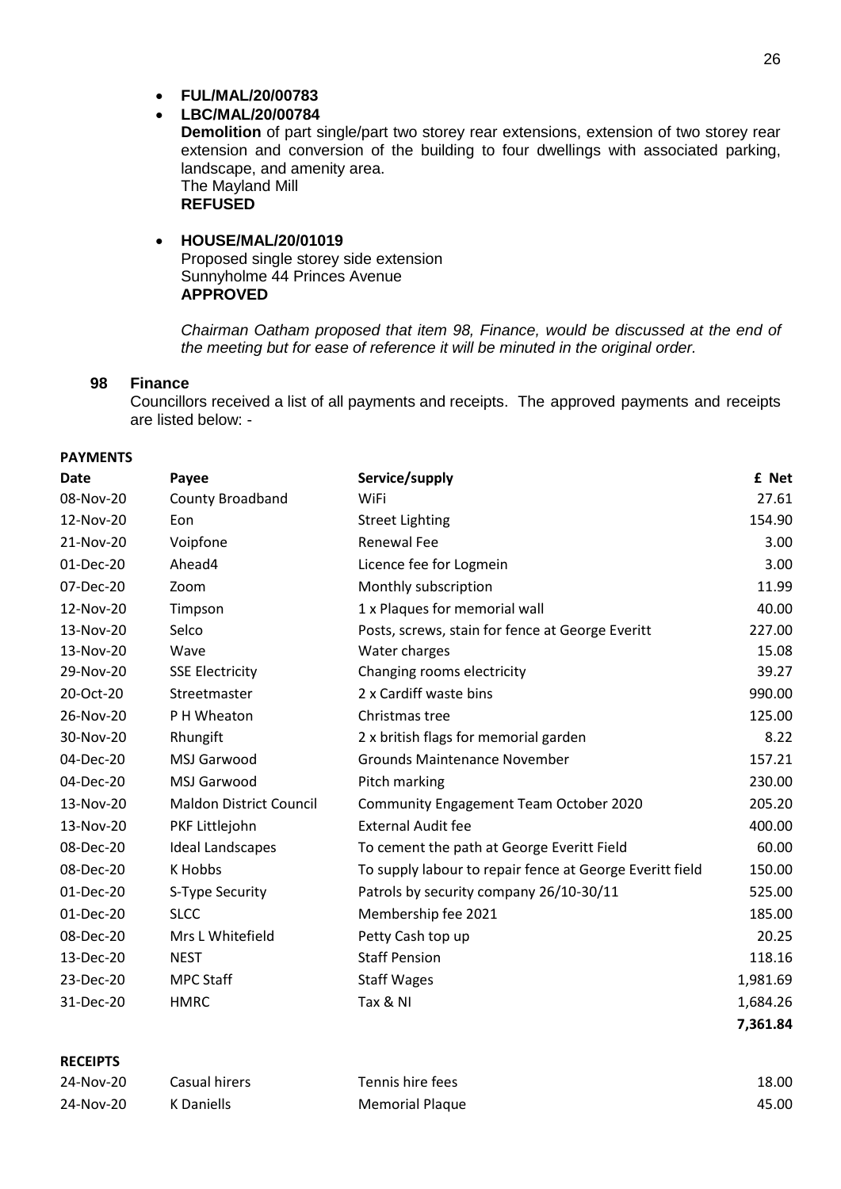- **FUL/MAL/20/00783**
- **LBC/MAL/20/00784**
  **Demolition** of part single/part two storey rear extensions, extension of two storey rear extension and conversion of the building to four dwellings with associated parking, landscape, and amenity area.
  The Mayland Mill
  **REFUSED**

- **HOUSE/MAL/20/01019**
  Proposed single storey side extension
  Sunnyholme 44 Princes Avenue
  **APPROVED**

*Chairman Oatham proposed that item 98, Finance, would be discussed at the end of the meeting but for ease of reference it will be minuted in the original order.*

### 98 Finance

Councillors received a list of all payments and receipts. The approved payments and receipts are listed below: -

**PAYMENTS**

| Date | Payee | Service/supply | £ Net |
|---|---|---|---|
| 08-Nov-20 | County Broadband | WiFi | 27.61 |
| 12-Nov-20 | Eon | Street Lighting | 154.90 |
| 21-Nov-20 | Voipfone | Renewal Fee | 3.00 |
| 01-Dec-20 | Ahead4 | Licence fee for Logmein | 3.00 |
| 07-Dec-20 | Zoom | Monthly subscription | 11.99 |
| 12-Nov-20 | Timpson | 1 x Plaques for memorial wall | 40.00 |
| 13-Nov-20 | Selco | Posts, screws, stain for fence at George Everitt | 227.00 |
| 13-Nov-20 | Wave | Water charges | 15.08 |
| 29-Nov-20 | SSE Electricity | Changing rooms electricity | 39.27 |
| 20-Oct-20 | Streetmaster | 2 x Cardiff waste bins | 990.00 |
| 26-Nov-20 | P H Wheaton | Christmas tree | 125.00 |
| 30-Nov-20 | Rhungift | 2 x british flags for memorial garden | 8.22 |
| 04-Dec-20 | MSJ Garwood | Grounds Maintenance November | 157.21 |
| 04-Dec-20 | MSJ Garwood | Pitch marking | 230.00 |
| 13-Nov-20 | Maldon District Council | Community Engagement Team October 2020 | 205.20 |
| 13-Nov-20 | PKF Littlejohn | External Audit fee | 400.00 |
| 08-Dec-20 | Ideal Landscapes | To cement the path at George Everitt Field | 60.00 |
| 08-Dec-20 | K Hobbs | To supply labour to repair fence at George Everitt field | 150.00 |
| 01-Dec-20 | S-Type Security | Patrols by security company 26/10-30/11 | 525.00 |
| 01-Dec-20 | SLCC | Membership fee 2021 | 185.00 |
| 08-Dec-20 | Mrs L Whitefield | Petty Cash top up | 20.25 |
| 13-Dec-20 | NEST | Staff Pension | 118.16 |
| 23-Dec-20 | MPC Staff | Staff Wages | 1,981.69 |
| 31-Dec-20 | HMRC | Tax & NI | 1,684.26 |
| | | | **7,361.84** |

**RECEIPTS**

| Date | Payee | Service/supply | £ Net |
|---|---|---|---|
| 24-Nov-20 | Casual hirers | Tennis hire fees | 18.00 |
| 24-Nov-20 | K Daniells | Memorial Plaque | 45.00 |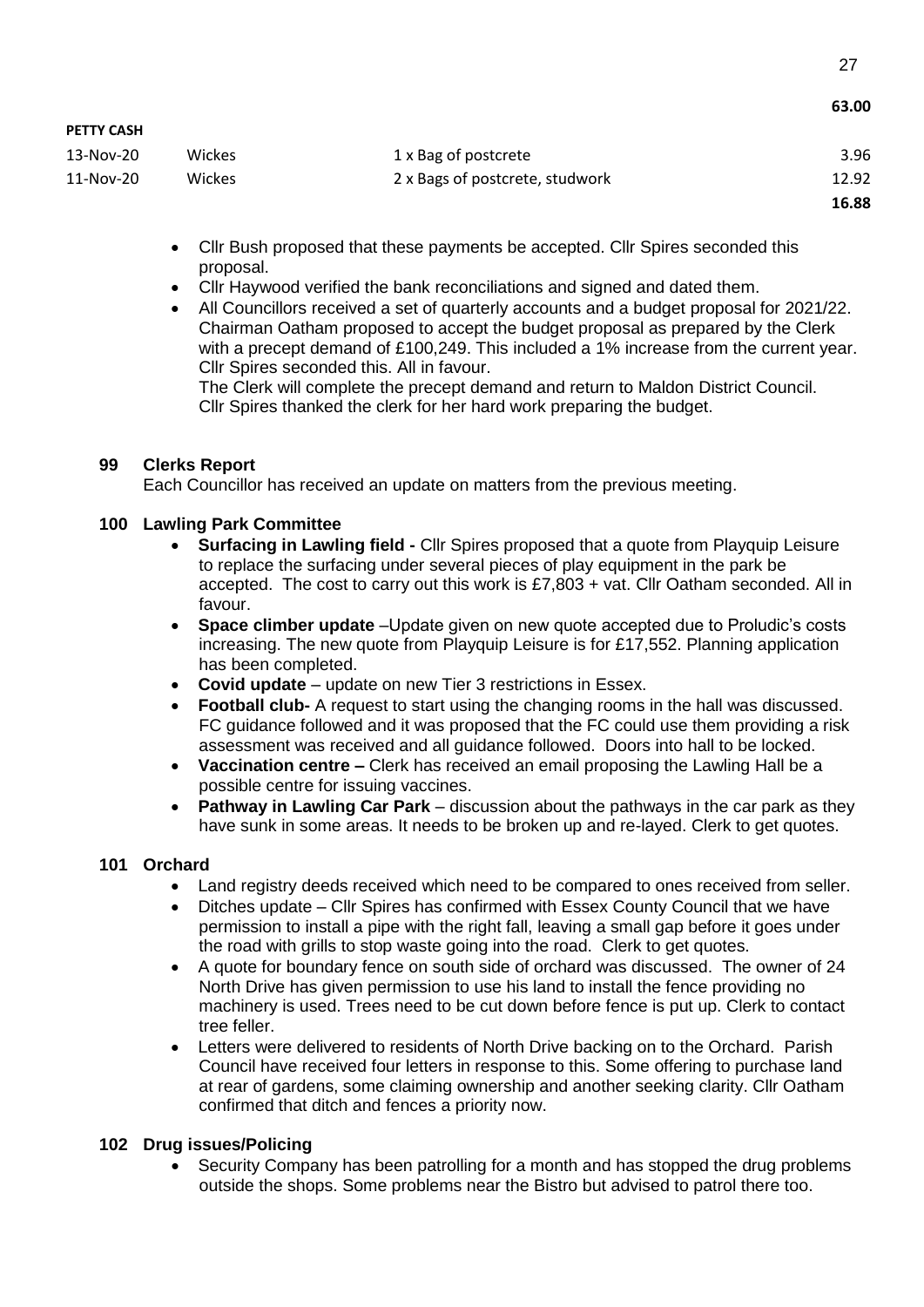**63.00**

| PETTY CASH | | | |
|---|---|---|---|
| 13-Nov-20 | Wickes | 1 x Bag of postcrete | 3.96 |
| 11-Nov-20 | Wickes | 2 x Bags of postcrete, studwork | 12.92 |
| | | | **16.88** |

- Cllr Bush proposed that these payments be accepted. Cllr Spires seconded this proposal.
- Cllr Haywood verified the bank reconciliations and signed and dated them.
- All Councillors received a set of quarterly accounts and a budget proposal for 2021/22. Chairman Oatham proposed to accept the budget proposal as prepared by the Clerk with a precept demand of £100,249. This included a 1% increase from the current year. Cllr Spires seconded this. All in favour.
  The Clerk will complete the precept demand and return to Maldon District Council. Cllr Spires thanked the clerk for her hard work preparing the budget.

**99 Clerks Report**

Each Councillor has received an update on matters from the previous meeting.

**100 Lawling Park Committee**

- **Surfacing in Lawling field -** Cllr Spires proposed that a quote from Playquip Leisure to replace the surfacing under several pieces of play equipment in the park be accepted. The cost to carry out this work is £7,803 + vat. Cllr Oatham seconded. All in favour.
- **Space climber update** –Update given on new quote accepted due to Proludic's costs increasing. The new quote from Playquip Leisure is for £17,552. Planning application has been completed.
- **Covid update** – update on new Tier 3 restrictions in Essex.
- **Football club-** A request to start using the changing rooms in the hall was discussed. FC guidance followed and it was proposed that the FC could use them providing a risk assessment was received and all guidance followed. Doors into hall to be locked.
- **Vaccination centre –** Clerk has received an email proposing the Lawling Hall be a possible centre for issuing vaccines.
- **Pathway in Lawling Car Park** – discussion about the pathways in the car park as they have sunk in some areas. It needs to be broken up and re-layed. Clerk to get quotes.

**101 Orchard**

- Land registry deeds received which need to be compared to ones received from seller.
- Ditches update – Cllr Spires has confirmed with Essex County Council that we have permission to install a pipe with the right fall, leaving a small gap before it goes under the road with grills to stop waste going into the road. Clerk to get quotes.
- A quote for boundary fence on south side of orchard was discussed. The owner of 24 North Drive has given permission to use his land to install the fence providing no machinery is used. Trees need to be cut down before fence is put up. Clerk to contact tree feller.
- Letters were delivered to residents of North Drive backing on to the Orchard. Parish Council have received four letters in response to this. Some offering to purchase land at rear of gardens, some claiming ownership and another seeking clarity. Cllr Oatham confirmed that ditch and fences a priority now.

**102 Drug issues/Policing**

- Security Company has been patrolling for a month and has stopped the drug problems outside the shops. Some problems near the Bistro but advised to patrol there too.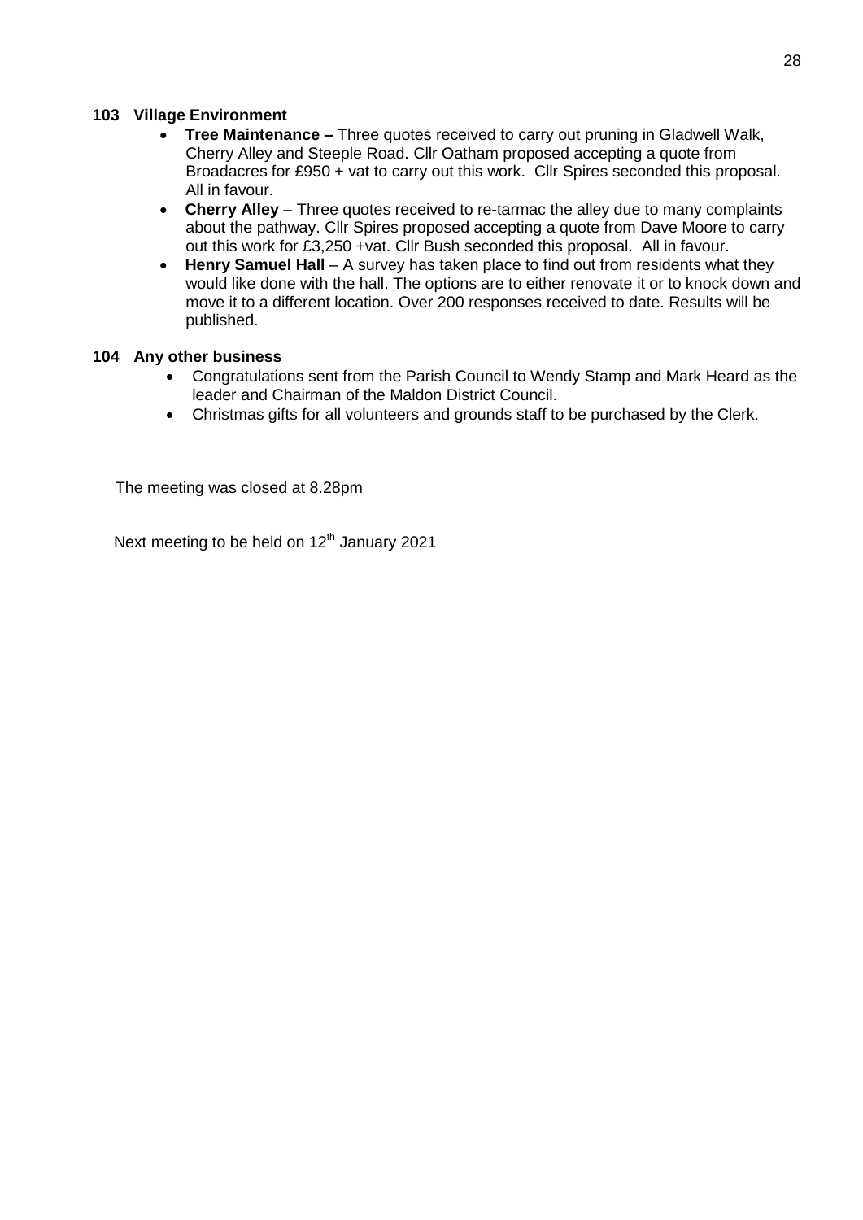**103 Village Environment**

- **Tree Maintenance –** Three quotes received to carry out pruning in Gladwell Walk, Cherry Alley and Steeple Road. Cllr Oatham proposed accepting a quote from Broadacres for £950 + vat to carry out this work. Cllr Spires seconded this proposal. All in favour.
- **Cherry Alley** – Three quotes received to re-tarmac the alley due to many complaints about the pathway. Cllr Spires proposed accepting a quote from Dave Moore to carry out this work for £3,250 +vat. Cllr Bush seconded this proposal. All in favour.
- **Henry Samuel Hall** – A survey has taken place to find out from residents what they would like done with the hall. The options are to either renovate it or to knock down and move it to a different location. Over 200 responses received to date. Results will be published.

**104 Any other business**

- Congratulations sent from the Parish Council to Wendy Stamp and Mark Heard as the leader and Chairman of the Maldon District Council.
- Christmas gifts for all volunteers and grounds staff to be purchased by the Clerk.

The meeting was closed at 8.28pm

Next meeting to be held on 12th January 2021